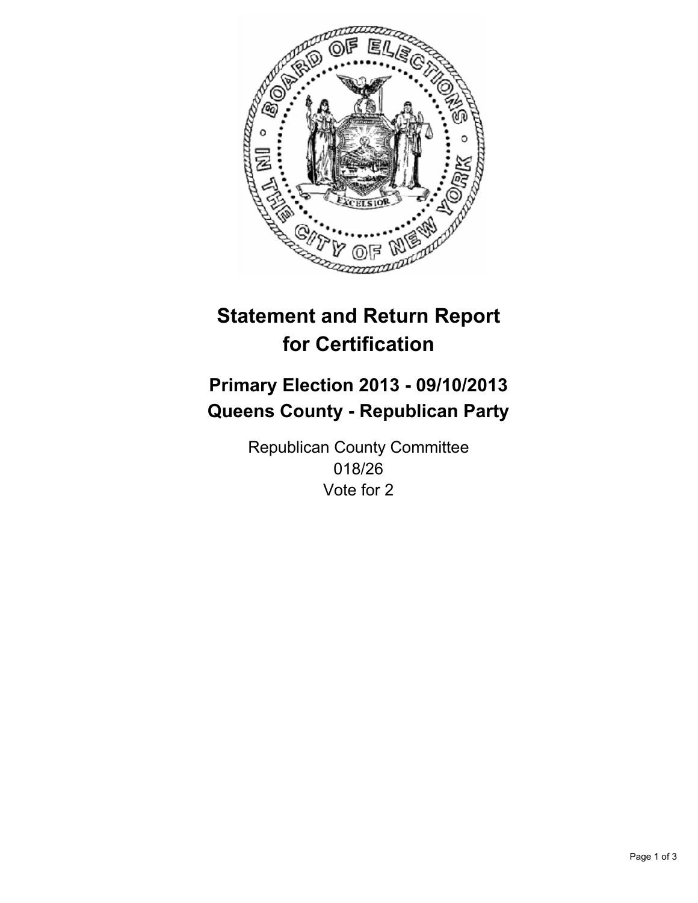# Statement and Return Report for Certification

## Primary Election 2013 - 09/10/2013
## Queens County - Republican Party

Republican County Committee
018/26
Vote for 2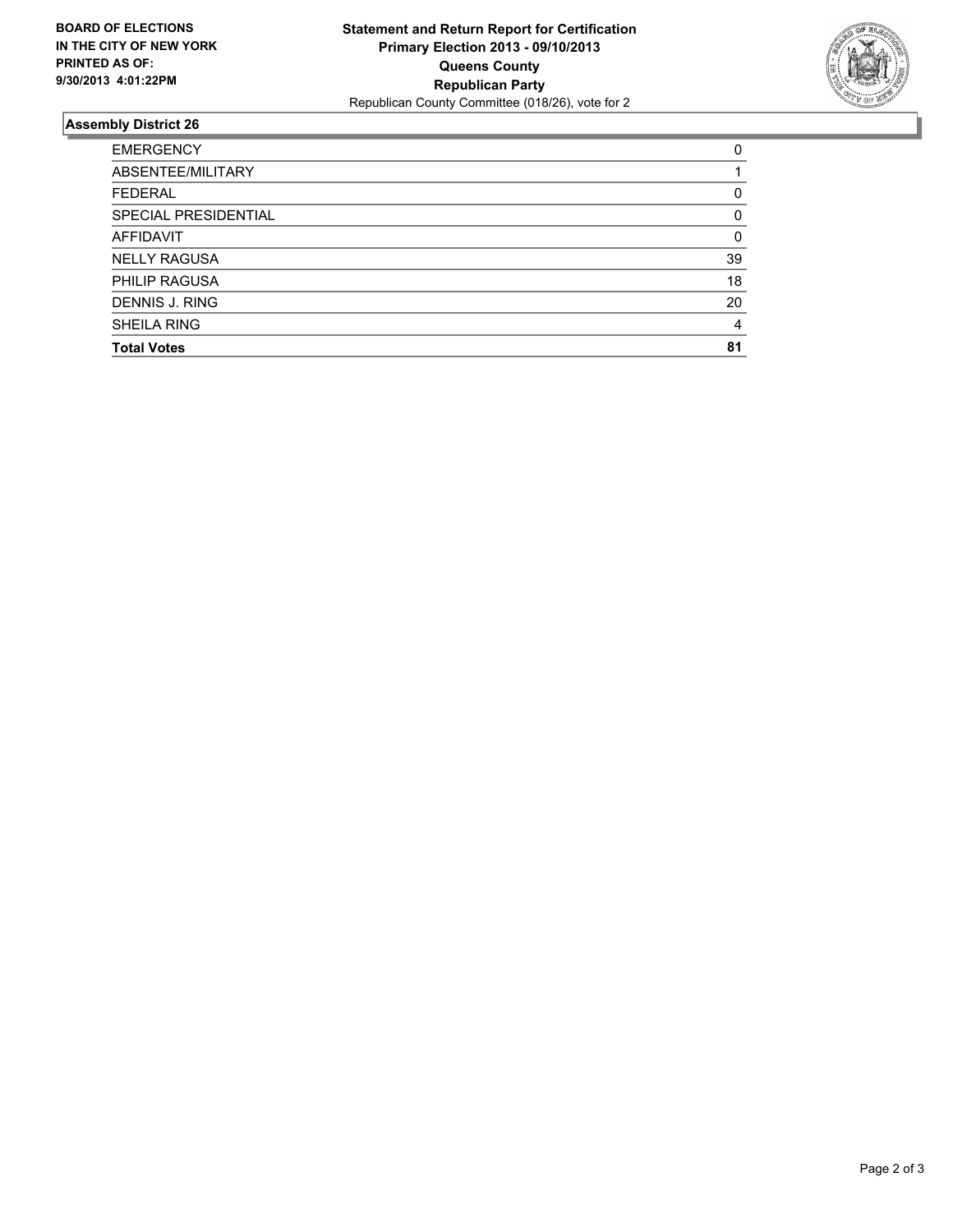**BOARD OF ELECTIONS**
**IN THE CITY OF NEW YORK**
**PRINTED AS OF:**
**9/30/2013 4:01:22PM**

**Statement and Return Report for Certification**
**Primary Election 2013 - 09/10/2013**
**Queens County**
**Republican Party**
Republican County Committee (018/26), vote for 2

### Assembly District 26

| | |
|---|---|
| EMERGENCY | 0 |
| ABSENTEE/MILITARY | 1 |
| FEDERAL | 0 |
| SPECIAL PRESIDENTIAL | 0 |
| AFFIDAVIT | 0 |
| NELLY RAGUSA | 39 |
| PHILIP RAGUSA | 18 |
| DENNIS J. RING | 20 |
| SHEILA RING | 4 |
| **Total Votes** | **81** |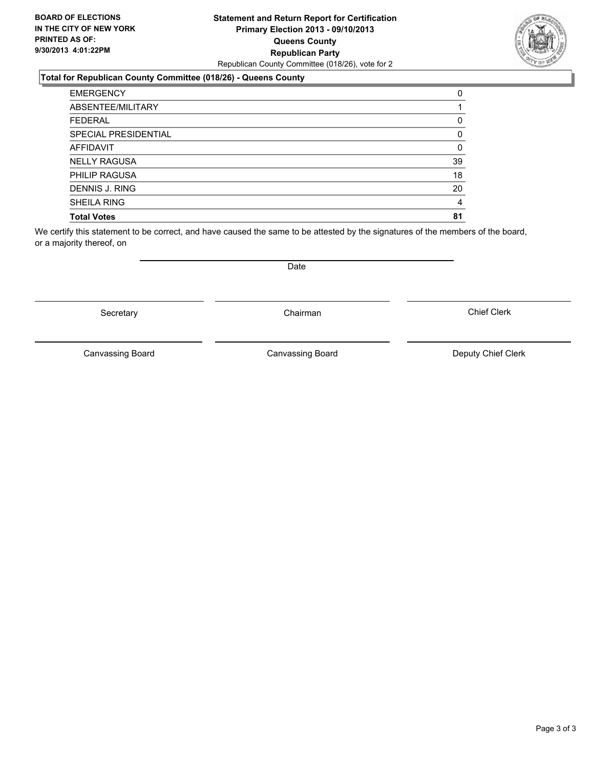**BOARD OF ELECTIONS IN THE CITY OF NEW YORK PRINTED AS OF: 9/30/2013 4:01:22PM**

**Statement and Return Report for Certification**
**Primary Election 2013 - 09/10/2013**
**Queens County**
**Republican Party**
Republican County Committee (018/26), vote for 2

**Total for Republican County Committee (018/26) - Queens County**

| | |
|---|---|
| EMERGENCY | 0 |
| ABSENTEE/MILITARY | 1 |
| FEDERAL | 0 |
| SPECIAL PRESIDENTIAL | 0 |
| AFFIDAVIT | 0 |
| NELLY RAGUSA | 39 |
| PHILIP RAGUSA | 18 |
| DENNIS J. RING | 20 |
| SHEILA RING | 4 |
| **Total Votes** | **81** |

We certify this statement to be correct, and have caused the same to be attested by the signatures of the members of the board, or a majority thereof, on

Date

Secretary

Chairman

Chief Clerk

Canvassing Board

Canvassing Board

Deputy Chief Clerk